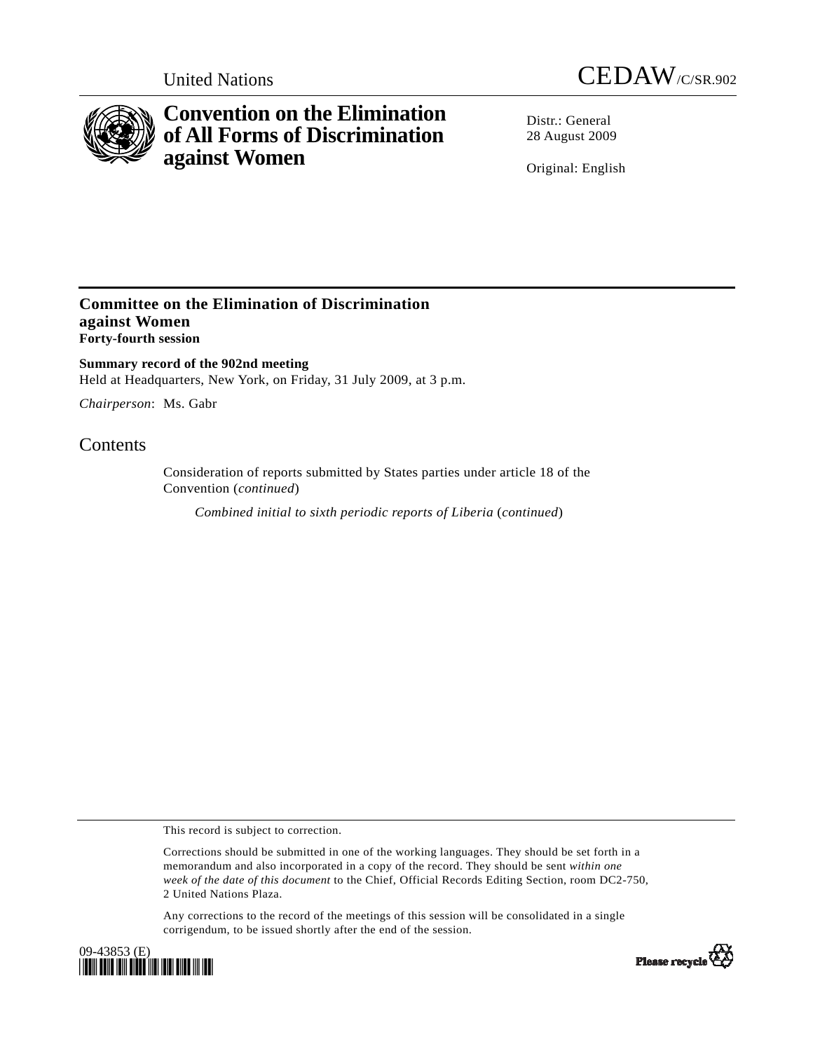United Nations CEDAW/C/SR.902

# Convention on the Elimination of All Forms of Discrimination against Women

Distr.: General
28 August 2009

Original: English

---

## Committee on the Elimination of Discrimination against Women
**Forty-fourth session**

**Summary record of the 902nd meeting**
Held at Headquarters, New York, on Friday, 31 July 2009, at 3 p.m.

*Chairperson*: Ms. Gabr

# Contents

Consideration of reports submitted by States parties under article 18 of the Convention (*continued*)

*Combined initial to sixth periodic reports of Liberia* (*continued*)

---

This record is subject to correction.

Corrections should be submitted in one of the working languages. They should be set forth in a memorandum and also incorporated in a copy of the record. They should be sent *within one week of the date of this document* to the Chief, Official Records Editing Section, room DC2-750, 2 United Nations Plaza.

Any corrections to the record of the meetings of this session will be consolidated in a single corrigendum, to be issued shortly after the end of the session.

09-43853 (E)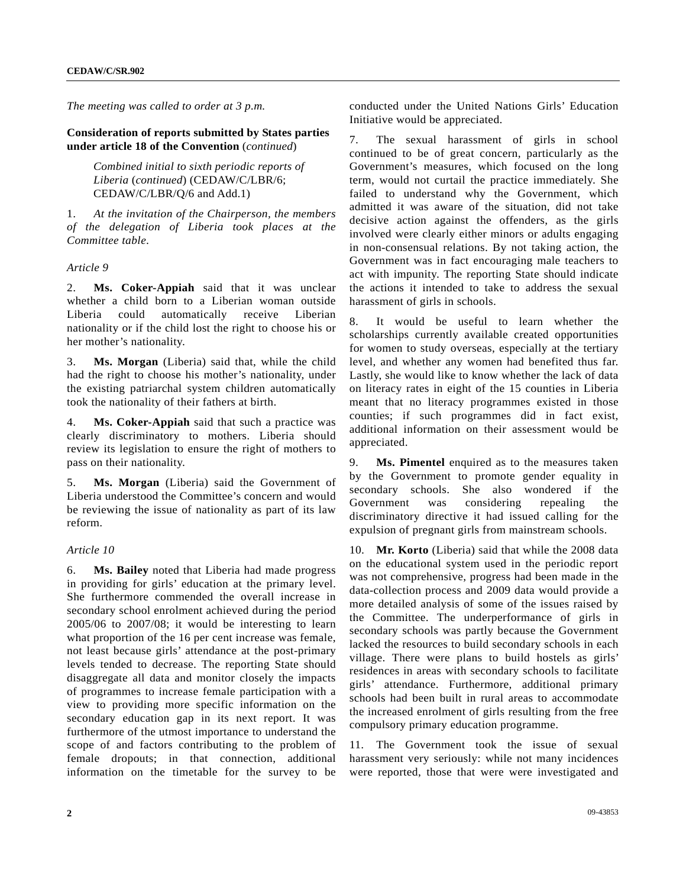*The meeting was called to order at 3 p.m.*

**Consideration of reports submitted by States parties under article 18 of the Convention** (*continued*)

*Combined initial to sixth periodic reports of Liberia* (*continued*) (CEDAW/C/LBR/6; CEDAW/C/LBR/Q/6 and Add.1)

1. *At the invitation of the Chairperson, the members of the delegation of Liberia took places at the Committee table.*

*Article 9*

2. **Ms. Coker-Appiah** said that it was unclear whether a child born to a Liberian woman outside Liberia could automatically receive Liberian nationality or if the child lost the right to choose his or her mother's nationality.

3. **Ms. Morgan** (Liberia) said that, while the child had the right to choose his mother's nationality, under the existing patriarchal system children automatically took the nationality of their fathers at birth.

4. **Ms. Coker-Appiah** said that such a practice was clearly discriminatory to mothers. Liberia should review its legislation to ensure the right of mothers to pass on their nationality.

5. **Ms. Morgan** (Liberia) said the Government of Liberia understood the Committee's concern and would be reviewing the issue of nationality as part of its law reform.

*Article 10*

6. **Ms. Bailey** noted that Liberia had made progress in providing for girls' education at the primary level. She furthermore commended the overall increase in secondary school enrolment achieved during the period 2005/06 to 2007/08; it would be interesting to learn what proportion of the 16 per cent increase was female, not least because girls' attendance at the post-primary levels tended to decrease. The reporting State should disaggregate all data and monitor closely the impacts of programmes to increase female participation with a view to providing more specific information on the secondary education gap in its next report. It was furthermore of the utmost importance to understand the scope of and factors contributing to the problem of female dropouts; in that connection, additional information on the timetable for the survey to be conducted under the United Nations Girls' Education Initiative would be appreciated.

7. The sexual harassment of girls in school continued to be of great concern, particularly as the Government's measures, which focused on the long term, would not curtail the practice immediately. She failed to understand why the Government, which admitted it was aware of the situation, did not take decisive action against the offenders, as the girls involved were clearly either minors or adults engaging in non-consensual relations. By not taking action, the Government was in fact encouraging male teachers to act with impunity. The reporting State should indicate the actions it intended to take to address the sexual harassment of girls in schools.

8. It would be useful to learn whether the scholarships currently available created opportunities for women to study overseas, especially at the tertiary level, and whether any women had benefited thus far. Lastly, she would like to know whether the lack of data on literacy rates in eight of the 15 counties in Liberia meant that no literacy programmes existed in those counties; if such programmes did in fact exist, additional information on their assessment would be appreciated.

9. **Ms. Pimentel** enquired as to the measures taken by the Government to promote gender equality in secondary schools. She also wondered if the Government was considering repealing the discriminatory directive it had issued calling for the expulsion of pregnant girls from mainstream schools.

10. **Mr. Korto** (Liberia) said that while the 2008 data on the educational system used in the periodic report was not comprehensive, progress had been made in the data-collection process and 2009 data would provide a more detailed analysis of some of the issues raised by the Committee. The underperformance of girls in secondary schools was partly because the Government lacked the resources to build secondary schools in each village. There were plans to build hostels as girls' residences in areas with secondary schools to facilitate girls' attendance. Furthermore, additional primary schools had been built in rural areas to accommodate the increased enrolment of girls resulting from the free compulsory primary education programme.

11. The Government took the issue of sexual harassment very seriously: while not many incidences were reported, those that were were investigated and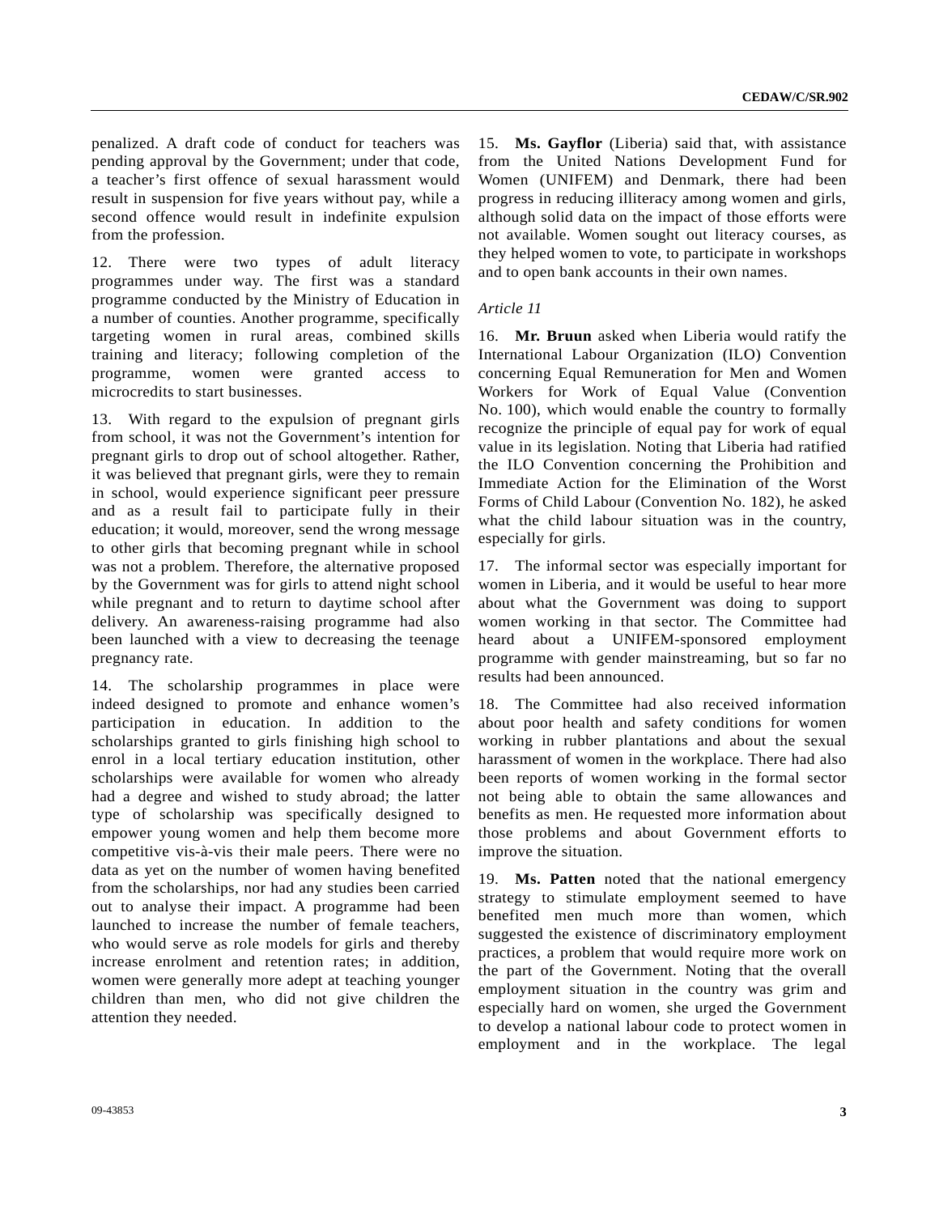penalized. A draft code of conduct for teachers was pending approval by the Government; under that code, a teacher's first offence of sexual harassment would result in suspension for five years without pay, while a second offence would result in indefinite expulsion from the profession.

12. There were two types of adult literacy programmes under way. The first was a standard programme conducted by the Ministry of Education in a number of counties. Another programme, specifically targeting women in rural areas, combined skills training and literacy; following completion of the programme, women were granted access to microcredits to start businesses.

13. With regard to the expulsion of pregnant girls from school, it was not the Government's intention for pregnant girls to drop out of school altogether. Rather, it was believed that pregnant girls, were they to remain in school, would experience significant peer pressure and as a result fail to participate fully in their education; it would, moreover, send the wrong message to other girls that becoming pregnant while in school was not a problem. Therefore, the alternative proposed by the Government was for girls to attend night school while pregnant and to return to daytime school after delivery. An awareness-raising programme had also been launched with a view to decreasing the teenage pregnancy rate.

14. The scholarship programmes in place were indeed designed to promote and enhance women's participation in education. In addition to the scholarships granted to girls finishing high school to enrol in a local tertiary education institution, other scholarships were available for women who already had a degree and wished to study abroad; the latter type of scholarship was specifically designed to empower young women and help them become more competitive vis-à-vis their male peers. There were no data as yet on the number of women having benefited from the scholarships, nor had any studies been carried out to analyse their impact. A programme had been launched to increase the number of female teachers, who would serve as role models for girls and thereby increase enrolment and retention rates; in addition, women were generally more adept at teaching younger children than men, who did not give children the attention they needed.

15. **Ms. Gayflor** (Liberia) said that, with assistance from the United Nations Development Fund for Women (UNIFEM) and Denmark, there had been progress in reducing illiteracy among women and girls, although solid data on the impact of those efforts were not available. Women sought out literacy courses, as they helped women to vote, to participate in workshops and to open bank accounts in their own names.

*Article 11*

16. **Mr. Bruun** asked when Liberia would ratify the International Labour Organization (ILO) Convention concerning Equal Remuneration for Men and Women Workers for Work of Equal Value (Convention No. 100), which would enable the country to formally recognize the principle of equal pay for work of equal value in its legislation. Noting that Liberia had ratified the ILO Convention concerning the Prohibition and Immediate Action for the Elimination of the Worst Forms of Child Labour (Convention No. 182), he asked what the child labour situation was in the country, especially for girls.

17. The informal sector was especially important for women in Liberia, and it would be useful to hear more about what the Government was doing to support women working in that sector. The Committee had heard about a UNIFEM-sponsored employment programme with gender mainstreaming, but so far no results had been announced.

18. The Committee had also received information about poor health and safety conditions for women working in rubber plantations and about the sexual harassment of women in the workplace. There had also been reports of women working in the formal sector not being able to obtain the same allowances and benefits as men. He requested more information about those problems and about Government efforts to improve the situation.

19. **Ms. Patten** noted that the national emergency strategy to stimulate employment seemed to have benefited men much more than women, which suggested the existence of discriminatory employment practices, a problem that would require more work on the part of the Government. Noting that the overall employment situation in the country was grim and especially hard on women, she urged the Government to develop a national labour code to protect women in employment and in the workplace. The legal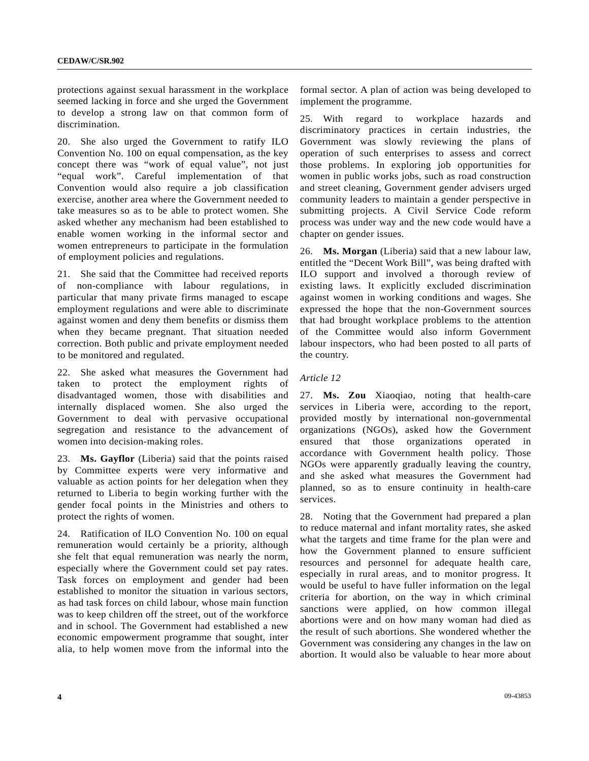protections against sexual harassment in the workplace seemed lacking in force and she urged the Government to develop a strong law on that common form of discrimination.

20. She also urged the Government to ratify ILO Convention No. 100 on equal compensation, as the key concept there was "work of equal value", not just "equal work". Careful implementation of that Convention would also require a job classification exercise, another area where the Government needed to take measures so as to be able to protect women. She asked whether any mechanism had been established to enable women working in the informal sector and women entrepreneurs to participate in the formulation of employment policies and regulations.

21. She said that the Committee had received reports of non-compliance with labour regulations, in particular that many private firms managed to escape employment regulations and were able to discriminate against women and deny them benefits or dismiss them when they became pregnant. That situation needed correction. Both public and private employment needed to be monitored and regulated.

22. She asked what measures the Government had taken to protect the employment rights of disadvantaged women, those with disabilities and internally displaced women. She also urged the Government to deal with pervasive occupational segregation and resistance to the advancement of women into decision-making roles.

23. **Ms. Gayflor** (Liberia) said that the points raised by Committee experts were very informative and valuable as action points for her delegation when they returned to Liberia to begin working further with the gender focal points in the Ministries and others to protect the rights of women.

24. Ratification of ILO Convention No. 100 on equal remuneration would certainly be a priority, although she felt that equal remuneration was nearly the norm, especially where the Government could set pay rates. Task forces on employment and gender had been established to monitor the situation in various sectors, as had task forces on child labour, whose main function was to keep children off the street, out of the workforce and in school. The Government had established a new economic empowerment programme that sought, inter alia, to help women move from the informal into the formal sector. A plan of action was being developed to implement the programme.

25. With regard to workplace hazards and discriminatory practices in certain industries, the Government was slowly reviewing the plans of operation of such enterprises to assess and correct those problems. In exploring job opportunities for women in public works jobs, such as road construction and street cleaning, Government gender advisers urged community leaders to maintain a gender perspective in submitting projects. A Civil Service Code reform process was under way and the new code would have a chapter on gender issues.

26. **Ms. Morgan** (Liberia) said that a new labour law, entitled the "Decent Work Bill", was being drafted with ILO support and involved a thorough review of existing laws. It explicitly excluded discrimination against women in working conditions and wages. She expressed the hope that the non-Government sources that had brought workplace problems to the attention of the Committee would also inform Government labour inspectors, who had been posted to all parts of the country.

*Article 12*

27. **Ms. Zou** Xiaoqiao, noting that health-care services in Liberia were, according to the report, provided mostly by international non-governmental organizations (NGOs), asked how the Government ensured that those organizations operated in accordance with Government health policy. Those NGOs were apparently gradually leaving the country, and she asked what measures the Government had planned, so as to ensure continuity in health-care services.

28. Noting that the Government had prepared a plan to reduce maternal and infant mortality rates, she asked what the targets and time frame for the plan were and how the Government planned to ensure sufficient resources and personnel for adequate health care, especially in rural areas, and to monitor progress. It would be useful to have fuller information on the legal criteria for abortion, on the way in which criminal sanctions were applied, on how common illegal abortions were and on how many woman had died as the result of such abortions. She wondered whether the Government was considering any changes in the law on abortion. It would also be valuable to hear more about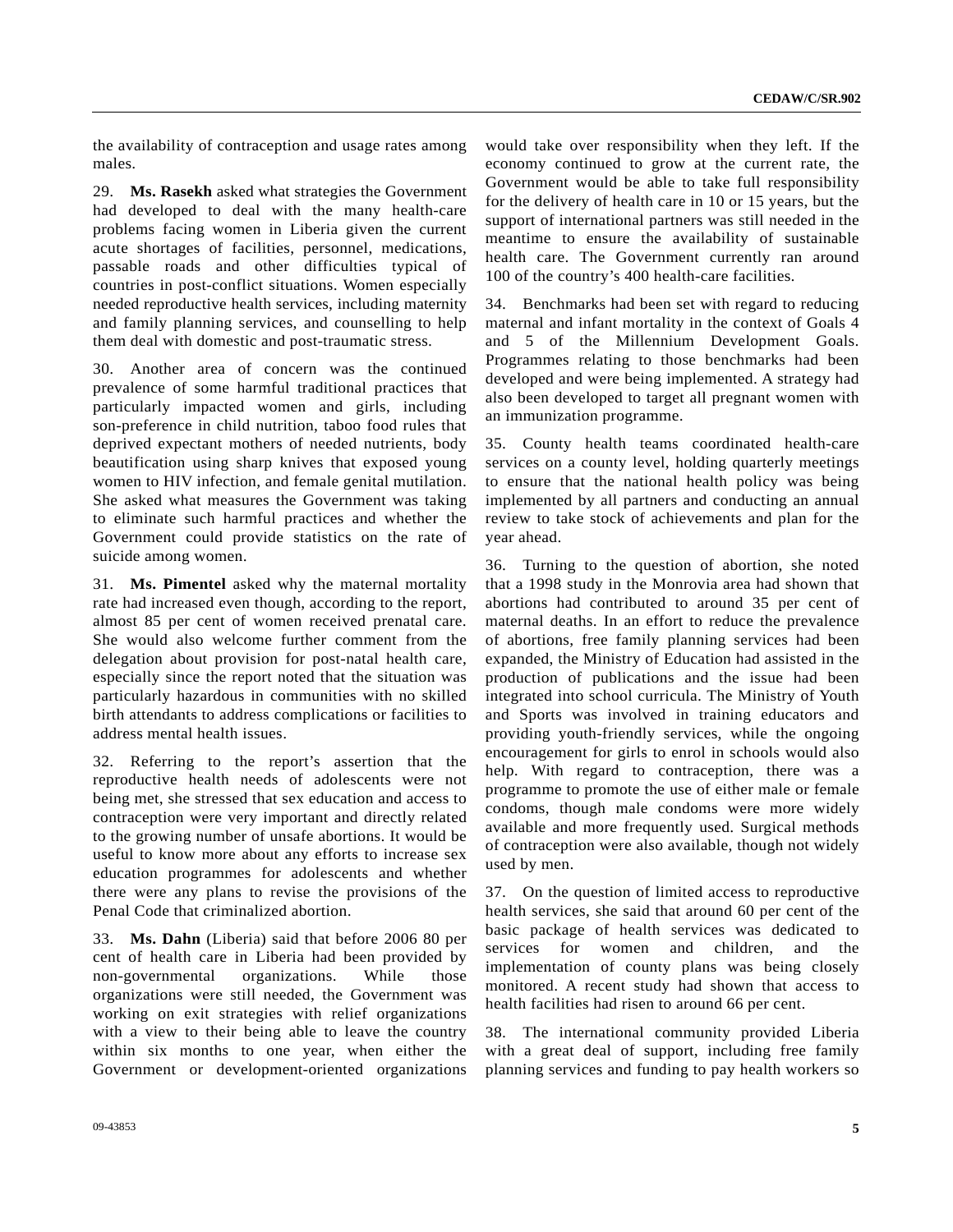the availability of contraception and usage rates among males.

29. **Ms. Rasekh** asked what strategies the Government had developed to deal with the many health-care problems facing women in Liberia given the current acute shortages of facilities, personnel, medications, passable roads and other difficulties typical of countries in post-conflict situations. Women especially needed reproductive health services, including maternity and family planning services, and counselling to help them deal with domestic and post-traumatic stress.

30. Another area of concern was the continued prevalence of some harmful traditional practices that particularly impacted women and girls, including son-preference in child nutrition, taboo food rules that deprived expectant mothers of needed nutrients, body beautification using sharp knives that exposed young women to HIV infection, and female genital mutilation. She asked what measures the Government was taking to eliminate such harmful practices and whether the Government could provide statistics on the rate of suicide among women.

31. **Ms. Pimentel** asked why the maternal mortality rate had increased even though, according to the report, almost 85 per cent of women received prenatal care. She would also welcome further comment from the delegation about provision for post-natal health care, especially since the report noted that the situation was particularly hazardous in communities with no skilled birth attendants to address complications or facilities to address mental health issues.

32. Referring to the report's assertion that the reproductive health needs of adolescents were not being met, she stressed that sex education and access to contraception were very important and directly related to the growing number of unsafe abortions. It would be useful to know more about any efforts to increase sex education programmes for adolescents and whether there were any plans to revise the provisions of the Penal Code that criminalized abortion.

33. **Ms. Dahn** (Liberia) said that before 2006 80 per cent of health care in Liberia had been provided by non-governmental organizations. While those organizations were still needed, the Government was working on exit strategies with relief organizations with a view to their being able to leave the country within six months to one year, when either the Government or development-oriented organizations would take over responsibility when they left. If the economy continued to grow at the current rate, the Government would be able to take full responsibility for the delivery of health care in 10 or 15 years, but the support of international partners was still needed in the meantime to ensure the availability of sustainable health care. The Government currently ran around 100 of the country's 400 health-care facilities.

34. Benchmarks had been set with regard to reducing maternal and infant mortality in the context of Goals 4 and 5 of the Millennium Development Goals. Programmes relating to those benchmarks had been developed and were being implemented. A strategy had also been developed to target all pregnant women with an immunization programme.

35. County health teams coordinated health-care services on a county level, holding quarterly meetings to ensure that the national health policy was being implemented by all partners and conducting an annual review to take stock of achievements and plan for the year ahead.

36. Turning to the question of abortion, she noted that a 1998 study in the Monrovia area had shown that abortions had contributed to around 35 per cent of maternal deaths. In an effort to reduce the prevalence of abortions, free family planning services had been expanded, the Ministry of Education had assisted in the production of publications and the issue had been integrated into school curricula. The Ministry of Youth and Sports was involved in training educators and providing youth-friendly services, while the ongoing encouragement for girls to enrol in schools would also help. With regard to contraception, there was a programme to promote the use of either male or female condoms, though male condoms were more widely available and more frequently used. Surgical methods of contraception were also available, though not widely used by men.

37. On the question of limited access to reproductive health services, she said that around 60 per cent of the basic package of health services was dedicated to services for women and children, and the implementation of county plans was being closely monitored. A recent study had shown that access to health facilities had risen to around 66 per cent.

38. The international community provided Liberia with a great deal of support, including free family planning services and funding to pay health workers so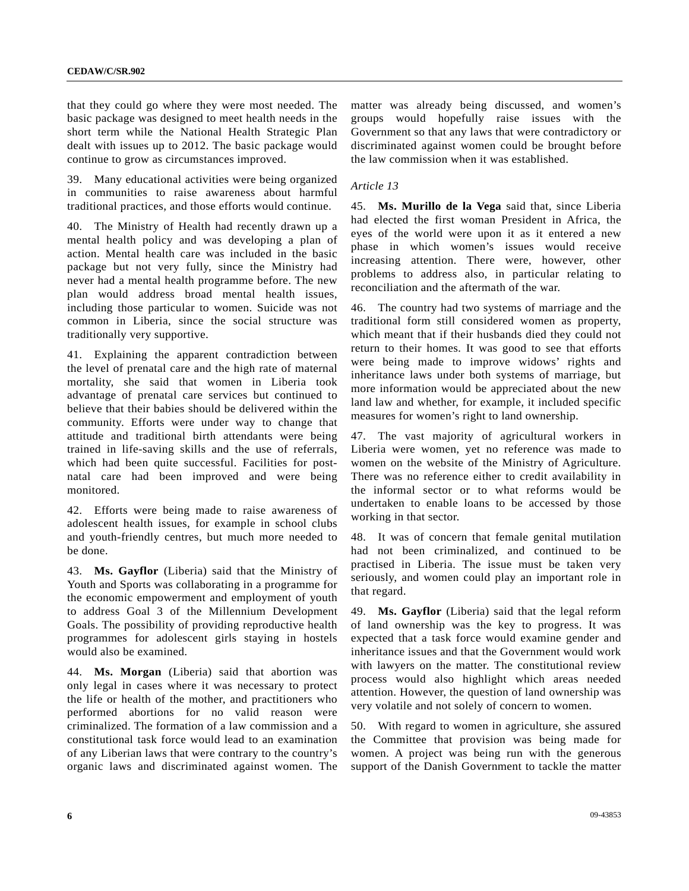that they could go where they were most needed. The basic package was designed to meet health needs in the short term while the National Health Strategic Plan dealt with issues up to 2012. The basic package would continue to grow as circumstances improved.

39. Many educational activities were being organized in communities to raise awareness about harmful traditional practices, and those efforts would continue.

40. The Ministry of Health had recently drawn up a mental health policy and was developing a plan of action. Mental health care was included in the basic package but not very fully, since the Ministry had never had a mental health programme before. The new plan would address broad mental health issues, including those particular to women. Suicide was not common in Liberia, since the social structure was traditionally very supportive.

41. Explaining the apparent contradiction between the level of prenatal care and the high rate of maternal mortality, she said that women in Liberia took advantage of prenatal care services but continued to believe that their babies should be delivered within the community. Efforts were under way to change that attitude and traditional birth attendants were being trained in life-saving skills and the use of referrals, which had been quite successful. Facilities for post-natal care had been improved and were being monitored.

42. Efforts were being made to raise awareness of adolescent health issues, for example in school clubs and youth-friendly centres, but much more needed to be done.

43. **Ms. Gayflor** (Liberia) said that the Ministry of Youth and Sports was collaborating in a programme for the economic empowerment and employment of youth to address Goal 3 of the Millennium Development Goals. The possibility of providing reproductive health programmes for adolescent girls staying in hostels would also be examined.

44. **Ms. Morgan** (Liberia) said that abortion was only legal in cases where it was necessary to protect the life or health of the mother, and practitioners who performed abortions for no valid reason were criminalized. The formation of a law commission and a constitutional task force would lead to an examination of any Liberian laws that were contrary to the country's organic laws and discriminated against women. The matter was already being discussed, and women's groups would hopefully raise issues with the Government so that any laws that were contradictory or discriminated against women could be brought before the law commission when it was established.

*Article 13*

45. **Ms. Murillo de la Vega** said that, since Liberia had elected the first woman President in Africa, the eyes of the world were upon it as it entered a new phase in which women's issues would receive increasing attention. There were, however, other problems to address also, in particular relating to reconciliation and the aftermath of the war.

46. The country had two systems of marriage and the traditional form still considered women as property, which meant that if their husbands died they could not return to their homes. It was good to see that efforts were being made to improve widows' rights and inheritance laws under both systems of marriage, but more information would be appreciated about the new land law and whether, for example, it included specific measures for women's right to land ownership.

47. The vast majority of agricultural workers in Liberia were women, yet no reference was made to women on the website of the Ministry of Agriculture. There was no reference either to credit availability in the informal sector or to what reforms would be undertaken to enable loans to be accessed by those working in that sector.

48. It was of concern that female genital mutilation had not been criminalized, and continued to be practised in Liberia. The issue must be taken very seriously, and women could play an important role in that regard.

49. **Ms. Gayflor** (Liberia) said that the legal reform of land ownership was the key to progress. It was expected that a task force would examine gender and inheritance issues and that the Government would work with lawyers on the matter. The constitutional review process would also highlight which areas needed attention. However, the question of land ownership was very volatile and not solely of concern to women.

50. With regard to women in agriculture, she assured the Committee that provision was being made for women. A project was being run with the generous support of the Danish Government to tackle the matter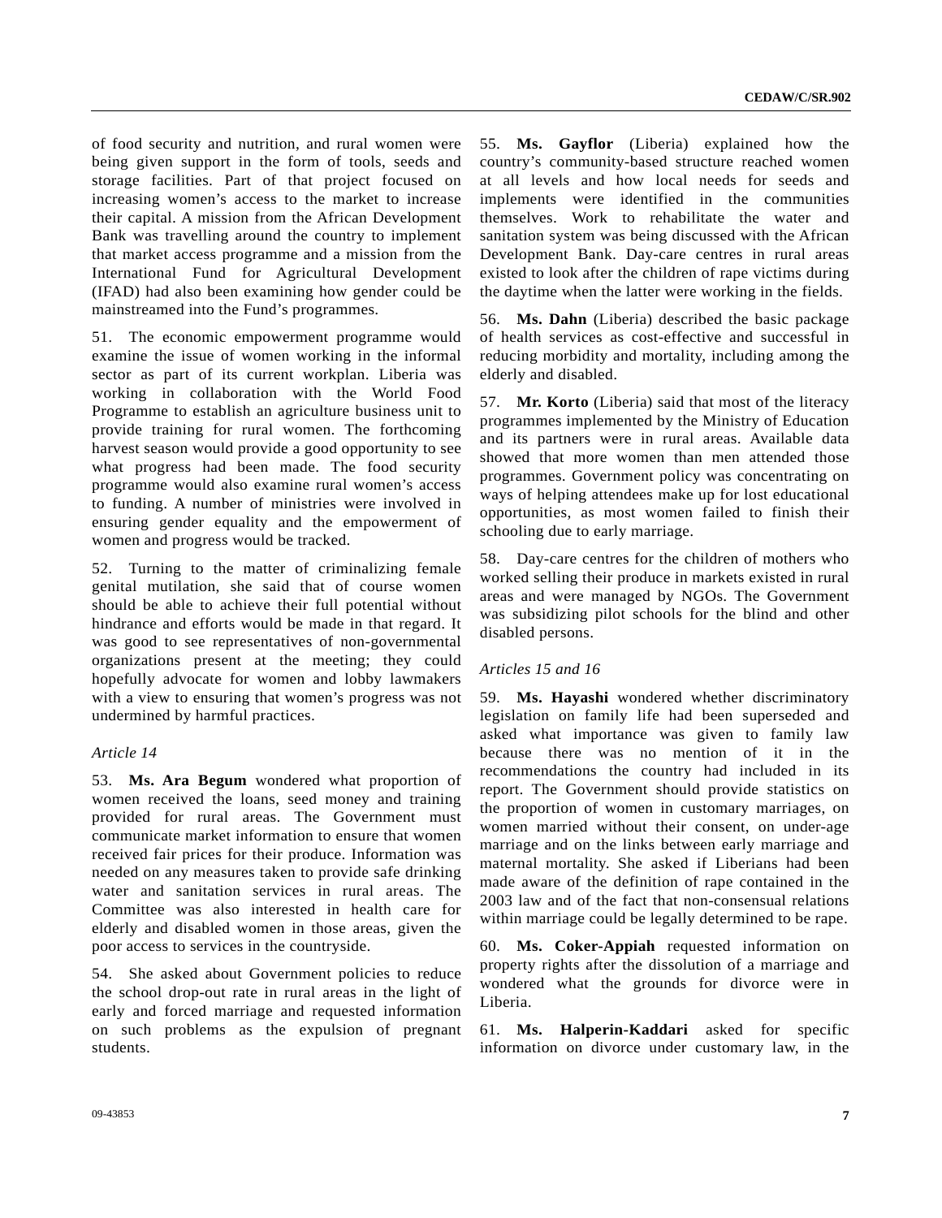of food security and nutrition, and rural women were being given support in the form of tools, seeds and storage facilities. Part of that project focused on increasing women's access to the market to increase their capital. A mission from the African Development Bank was travelling around the country to implement that market access programme and a mission from the International Fund for Agricultural Development (IFAD) had also been examining how gender could be mainstreamed into the Fund's programmes.

51. The economic empowerment programme would examine the issue of women working in the informal sector as part of its current workplan. Liberia was working in collaboration with the World Food Programme to establish an agriculture business unit to provide training for rural women. The forthcoming harvest season would provide a good opportunity to see what progress had been made. The food security programme would also examine rural women's access to funding. A number of ministries were involved in ensuring gender equality and the empowerment of women and progress would be tracked.

52. Turning to the matter of criminalizing female genital mutilation, she said that of course women should be able to achieve their full potential without hindrance and efforts would be made in that regard. It was good to see representatives of non-governmental organizations present at the meeting; they could hopefully advocate for women and lobby lawmakers with a view to ensuring that women's progress was not undermined by harmful practices.

*Article 14*

53. **Ms. Ara Begum** wondered what proportion of women received the loans, seed money and training provided for rural areas. The Government must communicate market information to ensure that women received fair prices for their produce. Information was needed on any measures taken to provide safe drinking water and sanitation services in rural areas. The Committee was also interested in health care for elderly and disabled women in those areas, given the poor access to services in the countryside.

54. She asked about Government policies to reduce the school drop-out rate in rural areas in the light of early and forced marriage and requested information on such problems as the expulsion of pregnant students.

55. **Ms. Gayflor** (Liberia) explained how the country's community-based structure reached women at all levels and how local needs for seeds and implements were identified in the communities themselves. Work to rehabilitate the water and sanitation system was being discussed with the African Development Bank. Day-care centres in rural areas existed to look after the children of rape victims during the daytime when the latter were working in the fields.

56. **Ms. Dahn** (Liberia) described the basic package of health services as cost-effective and successful in reducing morbidity and mortality, including among the elderly and disabled.

57. **Mr. Korto** (Liberia) said that most of the literacy programmes implemented by the Ministry of Education and its partners were in rural areas. Available data showed that more women than men attended those programmes. Government policy was concentrating on ways of helping attendees make up for lost educational opportunities, as most women failed to finish their schooling due to early marriage.

58. Day-care centres for the children of mothers who worked selling their produce in markets existed in rural areas and were managed by NGOs. The Government was subsidizing pilot schools for the blind and other disabled persons.

*Articles 15 and 16*

59. **Ms. Hayashi** wondered whether discriminatory legislation on family life had been superseded and asked what importance was given to family law because there was no mention of it in the recommendations the country had included in its report. The Government should provide statistics on the proportion of women in customary marriages, on women married without their consent, on under-age marriage and on the links between early marriage and maternal mortality. She asked if Liberians had been made aware of the definition of rape contained in the 2003 law and of the fact that non-consensual relations within marriage could be legally determined to be rape.

60. **Ms. Coker-Appiah** requested information on property rights after the dissolution of a marriage and wondered what the grounds for divorce were in Liberia.

61. **Ms. Halperin-Kaddari** asked for specific information on divorce under customary law, in the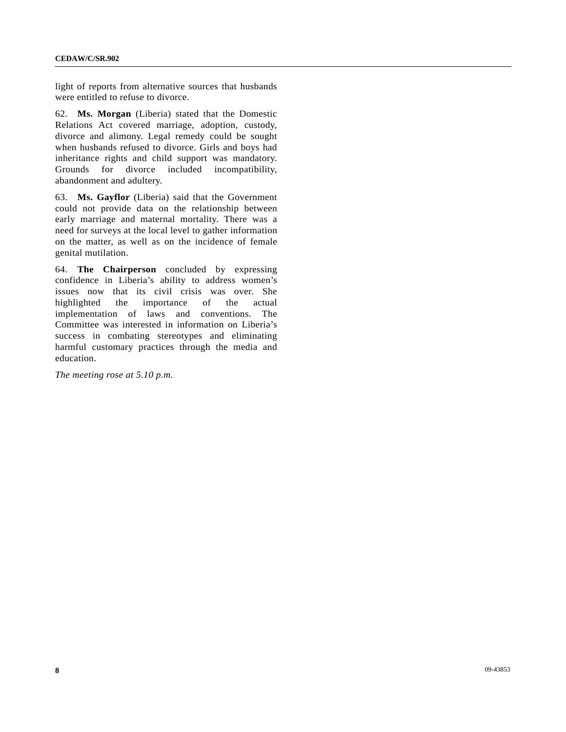light of reports from alternative sources that husbands were entitled to refuse to divorce.

62. **Ms. Morgan** (Liberia) stated that the Domestic Relations Act covered marriage, adoption, custody, divorce and alimony. Legal remedy could be sought when husbands refused to divorce. Girls and boys had inheritance rights and child support was mandatory. Grounds for divorce included incompatibility, abandonment and adultery.

63. **Ms. Gayflor** (Liberia) said that the Government could not provide data on the relationship between early marriage and maternal mortality. There was a need for surveys at the local level to gather information on the matter, as well as on the incidence of female genital mutilation.

64. **The Chairperson** concluded by expressing confidence in Liberia's ability to address women's issues now that its civil crisis was over. She highlighted the importance of the actual implementation of laws and conventions. The Committee was interested in information on Liberia's success in combating stereotypes and eliminating harmful customary practices through the media and education.

*The meeting rose at 5.10 p.m.*